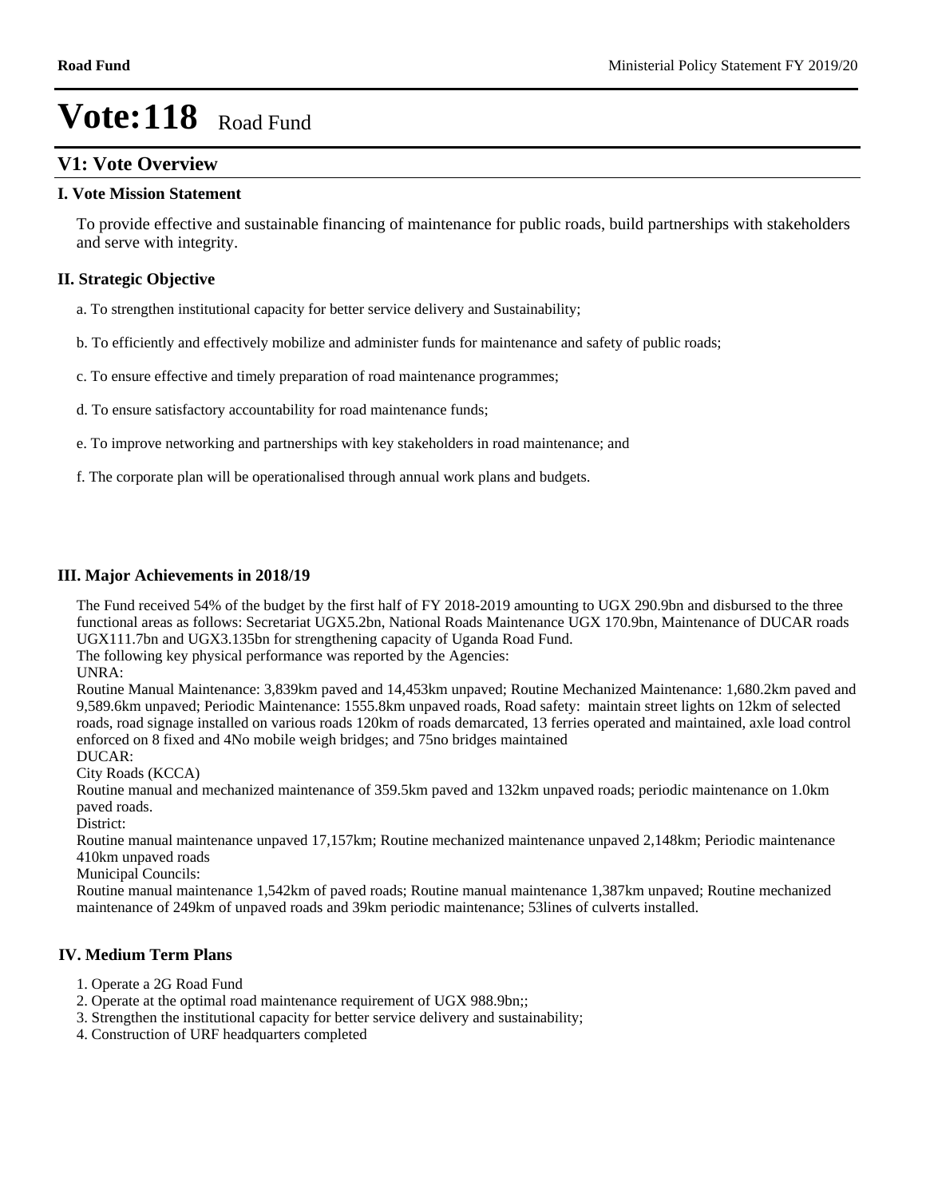# Vote:118 Road Fund

## V1: Vote Overview

### I. Vote Mission Statement

To provide effective and sustainable financing of maintenance for public roads, build partnerships with stakeholders and serve with integrity.

### II. Strategic Objective

a. To strengthen institutional capacity for better service delivery and Sustainability;

b. To efficiently and effectively mobilize and administer funds for maintenance and safety of public roads;

c. To ensure effective and timely preparation of road maintenance programmes;

d. To ensure satisfactory accountability for road maintenance funds;

e. To improve networking and partnerships with key stakeholders in road maintenance; and

f. The corporate plan will be operationalised through annual work plans and budgets.

### III. Major Achievements in 2018/19

The Fund received 54% of the budget by the first half of FY 2018-2019 amounting to UGX 290.9bn and disbursed to the three functional areas as follows: Secretariat UGX5.2bn, National Roads Maintenance UGX 170.9bn, Maintenance of DUCAR roads UGX111.7bn and UGX3.135bn for strengthening capacity of Uganda Road Fund.
The following key physical performance was reported by the Agencies:
UNRA:
Routine Manual Maintenance: 3,839km paved and 14,453km unpaved; Routine Mechanized Maintenance: 1,680.2km paved and 9,589.6km unpaved; Periodic Maintenance: 1555.8km unpaved roads, Road safety: maintain street lights on 12km of selected roads, road signage installed on various roads 120km of roads demarcated, 13 ferries operated and maintained, axle load control enforced on 8 fixed and 4No mobile weigh bridges; and 75no bridges maintained
DUCAR:
City Roads (KCCA)
Routine manual and mechanized maintenance of 359.5km paved and 132km unpaved roads; periodic maintenance on 1.0km paved roads.
District:
Routine manual maintenance unpaved 17,157km; Routine mechanized maintenance unpaved 2,148km; Periodic maintenance 410km unpaved roads
Municipal Councils:
Routine manual maintenance 1,542km of paved roads; Routine manual maintenance 1,387km unpaved; Routine mechanized maintenance of 249km of unpaved roads and 39km periodic maintenance; 53lines of culverts installed.

### IV. Medium Term Plans

1. Operate a 2G Road Fund
2. Operate at the optimal road maintenance requirement of UGX 988.9bn;;
3. Strengthen the institutional capacity for better service delivery and sustainability;
4. Construction of URF headquarters completed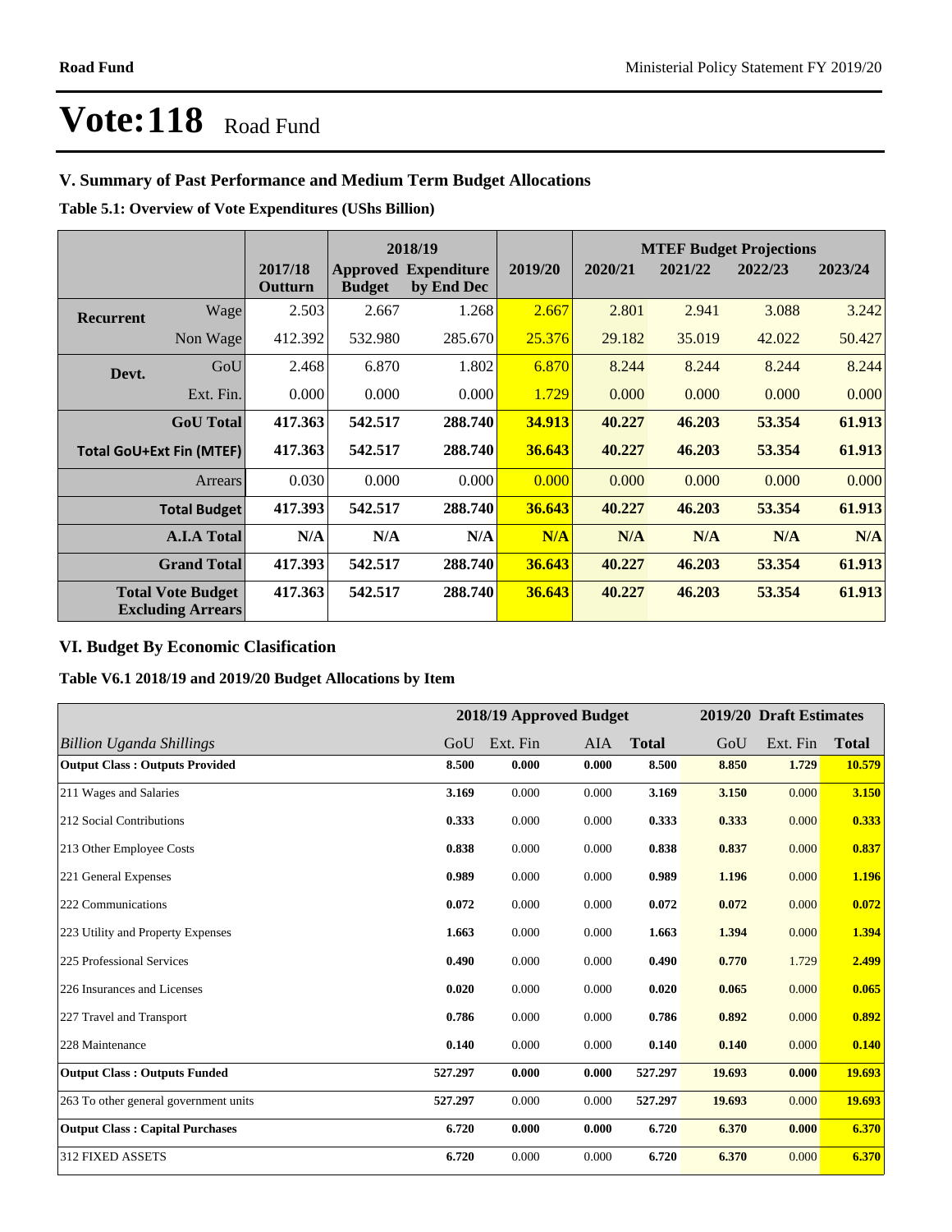# Vote:118 Road Fund

## V. Summary of Past Performance and Medium Term Budget Allocations

**Table 5.1: Overview of Vote Expenditures (UShs Billion)**

| | | | 2018/19 | | | MTEF Budget Projections | | | |
|---|---|---|---|---|---|---|---|---|---|
| | | 2017/18 Outturn | Approved Budget | Expenditure by End Dec | 2019/20 | 2020/21 | 2021/22 | 2022/23 | 2023/24 |
| **Recurrent** | Wage | 2.503 | 2.667 | 1.268 | 2.667 | 2.801 | 2.941 | 3.088 | 3.242 |
| | Non Wage | 412.392 | 532.980 | 285.670 | 25.376 | 29.182 | 35.019 | 42.022 | 50.427 |
| **Devt.** | GoU | 2.468 | 6.870 | 1.802 | 6.870 | 8.244 | 8.244 | 8.244 | 8.244 |
| | Ext. Fin. | 0.000 | 0.000 | 0.000 | 1.729 | 0.000 | 0.000 | 0.000 | 0.000 |
| | **GoU Total** | **417.363** | **542.517** | **288.740** | **34.913** | **40.227** | **46.203** | **53.354** | **61.913** |
| **Total GoU+Ext Fin (MTEF)** | | **417.363** | **542.517** | **288.740** | **36.643** | **40.227** | **46.203** | **53.354** | **61.913** |
| | Arrears | 0.030 | 0.000 | 0.000 | 0.000 | 0.000 | 0.000 | 0.000 | 0.000 |
| | **Total Budget** | **417.393** | **542.517** | **288.740** | **36.643** | **40.227** | **46.203** | **53.354** | **61.913** |
| | **A.I.A Total** | **N/A** | **N/A** | **N/A** | **N/A** | **N/A** | **N/A** | **N/A** | **N/A** |
| | **Grand Total** | **417.393** | **542.517** | **288.740** | **36.643** | **40.227** | **46.203** | **53.354** | **61.913** |
| **Total Vote Budget Excluding Arrears** | | **417.363** | **542.517** | **288.740** | **36.643** | **40.227** | **46.203** | **53.354** | **61.913** |

## VI. Budget By Economic Clasification

**Table V6.1 2018/19 and 2019/20 Budget Allocations by Item**

| | 2018/19 Approved Budget | | | | 2019/20 Draft Estimates | | |
|---|---|---|---|---|---|---|---|
| *Billion Uganda Shillings* | GoU | Ext. Fin | AIA | **Total** | GoU | Ext. Fin | **Total** |
| **Output Class : Outputs Provided** | **8.500** | **0.000** | **0.000** | **8.500** | **8.850** | **1.729** | **10.579** |
| 211 Wages and Salaries | **3.169** | 0.000 | 0.000 | **3.169** | **3.150** | 0.000 | **3.150** |
| 212 Social Contributions | **0.333** | 0.000 | 0.000 | **0.333** | **0.333** | 0.000 | **0.333** |
| 213 Other Employee Costs | **0.838** | 0.000 | 0.000 | **0.838** | **0.837** | 0.000 | **0.837** |
| 221 General Expenses | **0.989** | 0.000 | 0.000 | **0.989** | **1.196** | 0.000 | **1.196** |
| 222 Communications | **0.072** | 0.000 | 0.000 | **0.072** | **0.072** | 0.000 | **0.072** |
| 223 Utility and Property Expenses | **1.663** | 0.000 | 0.000 | **1.663** | **1.394** | 0.000 | **1.394** |
| 225 Professional Services | **0.490** | 0.000 | 0.000 | **0.490** | **0.770** | 1.729 | **2.499** |
| 226 Insurances and Licenses | **0.020** | 0.000 | 0.000 | **0.020** | **0.065** | 0.000 | **0.065** |
| 227 Travel and Transport | **0.786** | 0.000 | 0.000 | **0.786** | **0.892** | 0.000 | **0.892** |
| 228 Maintenance | **0.140** | 0.000 | 0.000 | **0.140** | **0.140** | 0.000 | **0.140** |
| **Output Class : Outputs Funded** | **527.297** | **0.000** | **0.000** | **527.297** | **19.693** | **0.000** | **19.693** |
| 263 To other general government units | **527.297** | 0.000 | 0.000 | **527.297** | **19.693** | 0.000 | **19.693** |
| **Output Class : Capital Purchases** | **6.720** | **0.000** | **0.000** | **6.720** | **6.370** | **0.000** | **6.370** |
| 312 FIXED ASSETS | **6.720** | 0.000 | 0.000 | **6.720** | **6.370** | 0.000 | **6.370** |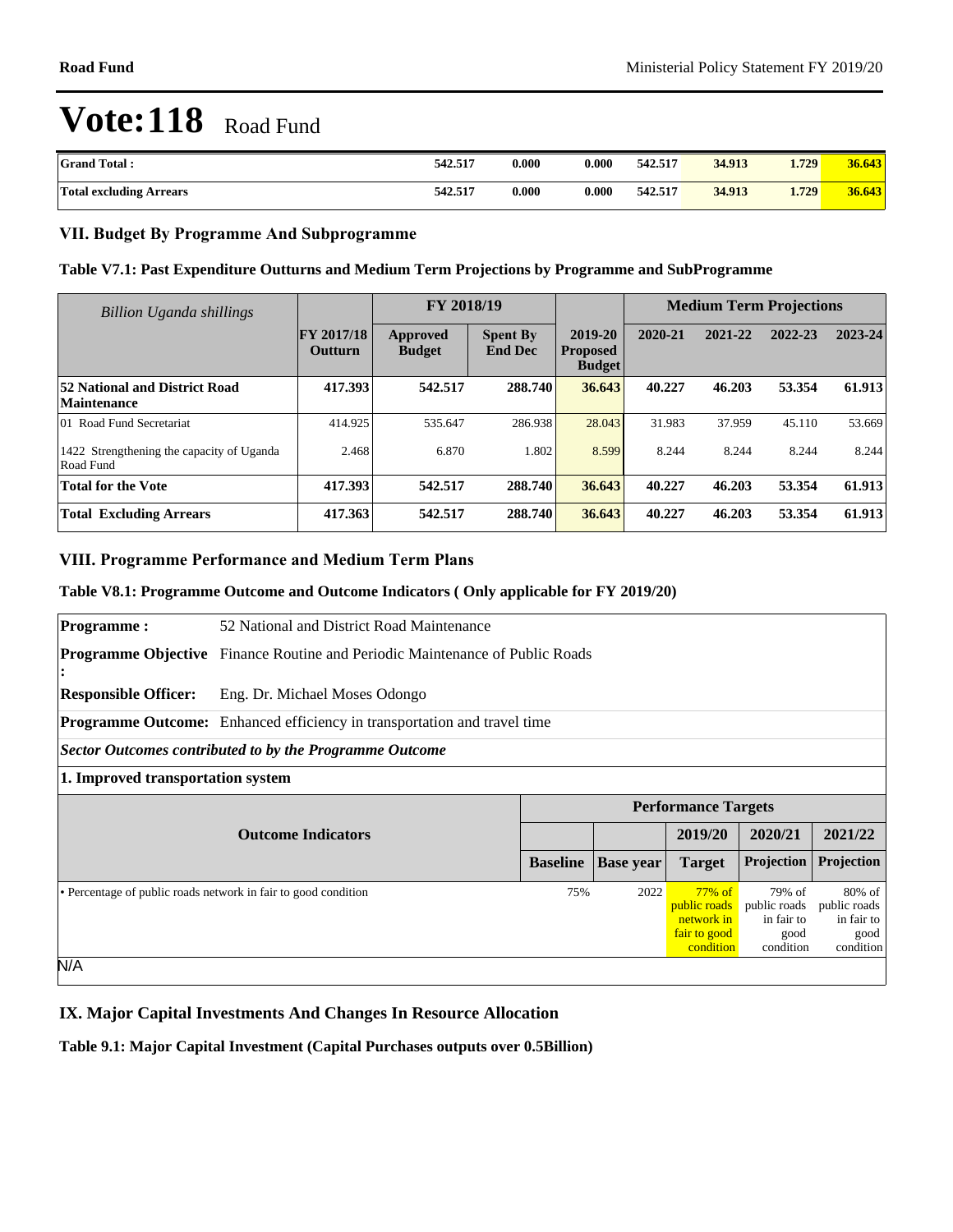# Vote:118 Road Fund

| Grand Total : | 542.517 | 0.000 | 0.000 | 542.517 | 34.913 | 1.729 | 36.643 |
|---|---|---|---|---|---|---|---|
| **Total excluding Arrears** | 542.517 | 0.000 | 0.000 | 542.517 | 34.913 | 1.729 | 36.643 |

## VII. Budget By Programme And Subprogramme

### Table V7.1: Past Expenditure Outturns and Medium Term Projections by Programme and SubProgramme

| *Billion Uganda shillings* | | FY 2018/19 | | | Medium Term Projections | | | |
|---|---|---|---|---|---|---|---|---|
| | FY 2017/18 Outturn | Approved Budget | Spent By End Dec | 2019-20 Proposed Budget | 2020-21 | 2021-22 | 2022-23 | 2023-24 |
| **52 National and District Road Maintenance** | **417.393** | **542.517** | **288.740** | **36.643** | **40.227** | **46.203** | **53.354** | **61.913** |
| 01 Road Fund Secretariat | 414.925 | 535.647 | 286.938 | 28.043 | 31.983 | 37.959 | 45.110 | 53.669 |
| 1422 Strengthening the capacity of Uganda Road Fund | 2.468 | 6.870 | 1.802 | 8.599 | 8.244 | 8.244 | 8.244 | 8.244 |
| **Total for the Vote** | **417.393** | **542.517** | **288.740** | **36.643** | **40.227** | **46.203** | **53.354** | **61.913** |
| **Total Excluding Arrears** | **417.363** | **542.517** | **288.740** | **36.643** | **40.227** | **46.203** | **53.354** | **61.913** |

## VIII. Programme Performance and Medium Term Plans

### Table V8.1: Programme Outcome and Outcome Indicators ( Only applicable for FY 2019/20)

**Programme :** 52 National and District Road Maintenance

**Programme Objective :** Finance Routine and Periodic Maintenance of Public Roads

**Responsible Officer:** Eng. Dr. Michael Moses Odongo

**Programme Outcome:** Enhanced efficiency in transportation and travel time

***Sector Outcomes contributed to by the Programme Outcome***

**1. Improved transportation system**

| Outcome Indicators | Performance Targets | | | | |
|---|---|---|---|---|---|
| | | | 2019/20 | 2020/21 | 2021/22 |
| | Baseline | Base year | Target | Projection | Projection |
| • Percentage of public roads network in fair to good condition | 75% | 2022 | 77% of public roads network in fair to good condition | 79% of public roads in fair to good condition | 80% of public roads in fair to good condition |

N/A

## IX. Major Capital Investments And Changes In Resource Allocation

### Table 9.1: Major Capital Investment (Capital Purchases outputs over 0.5Billion)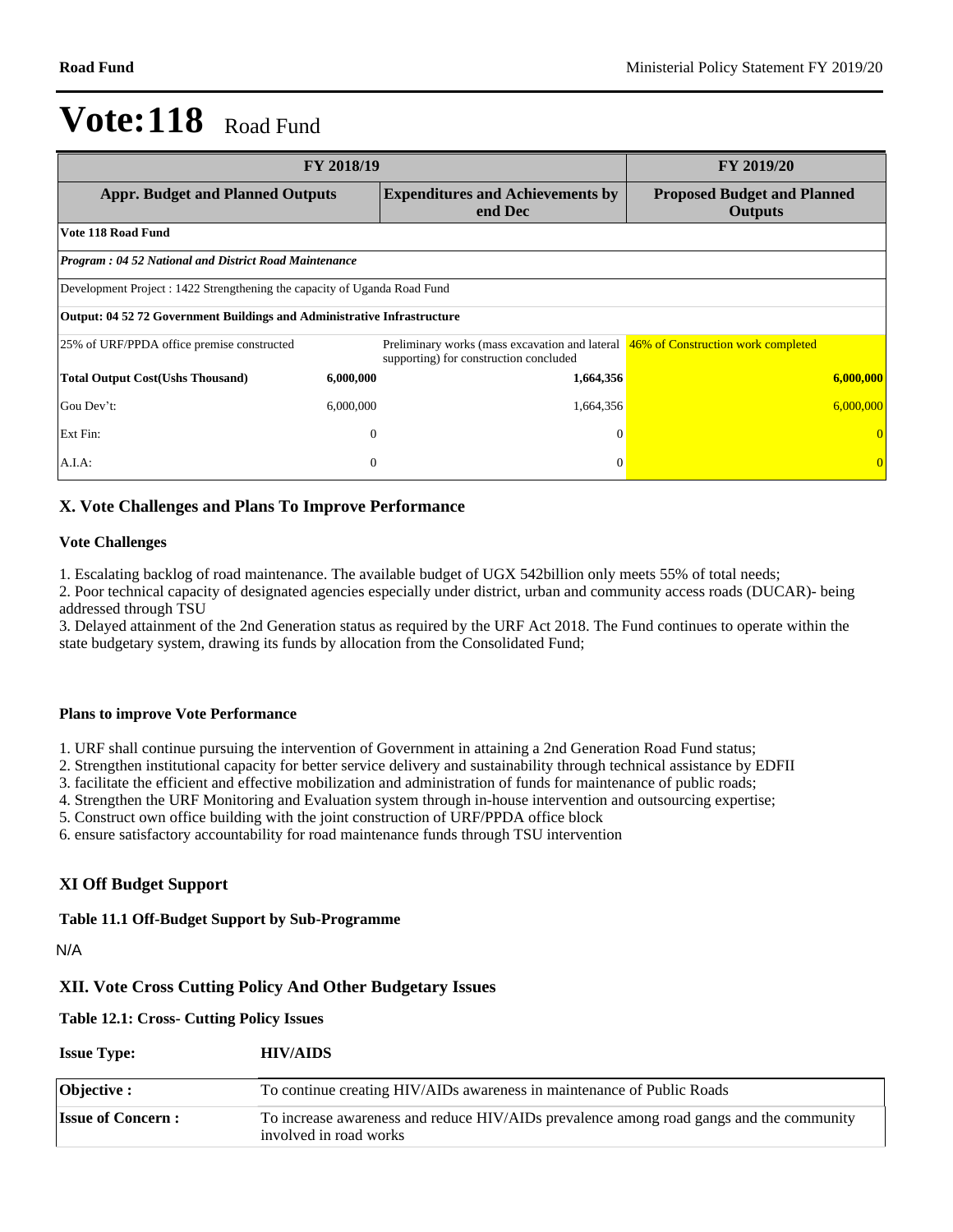# Vote:118 Road Fund

| FY 2018/19 | | | FY 2019/20 |
|---|---|---|---|
| **Appr. Budget and Planned Outputs** | | **Expenditures and Achievements by end Dec** | **Proposed Budget and Planned Outputs** |
| **Vote 118 Road Fund** | | | |
| ***Program : 04 52 National and District Road Maintenance*** | | | |
| Development Project : 1422 Strengthening the capacity of Uganda Road Fund | | | |
| **Output: 04 52 72 Government Buildings and Administrative Infrastructure** | | | |
| 25% of URF/PPDA office premise constructed | | Preliminary works (mass excavation and lateral supporting) for construction concluded | 46% of Construction work completed |
| **Total Output Cost(Ushs Thousand)** | **6,000,000** | **1,664,356** | **6,000,000** |
| Gou Dev't: | 6,000,000 | 1,664,356 | 6,000,000 |
| Ext Fin: | 0 | 0 | 0 |
| A.I.A: | 0 | 0 | 0 |

## X. Vote Challenges and Plans To Improve Performance

### Vote Challenges

1. Escalating backlog of road maintenance. The available budget of UGX 542billion only meets 55% of total needs;
2. Poor technical capacity of designated agencies especially under district, urban and community access roads (DUCAR)- being addressed through TSU
3. Delayed attainment of the 2nd Generation status as required by the URF Act 2018. The Fund continues to operate within the state budgetary system, drawing its funds by allocation from the Consolidated Fund;

### Plans to improve Vote Performance

1. URF shall continue pursuing the intervention of Government in attaining a 2nd Generation Road Fund status;
2. Strengthen institutional capacity for better service delivery and sustainability through technical assistance by EDFII
3. facilitate the efficient and effective mobilization and administration of funds for maintenance of public roads;
4. Strengthen the URF Monitoring and Evaluation system through in-house intervention and outsourcing expertise;
5. Construct own office building with the joint construction of URF/PPDA office block
6. ensure satisfactory accountability for road maintenance funds through TSU intervention

## XI Off Budget Support

### Table 11.1 Off-Budget Support by Sub-Programme

N/A

## XII. Vote Cross Cutting Policy And Other Budgetary Issues

### Table 12.1: Cross- Cutting Policy Issues

**Issue Type:** **HIV/AIDS**

| | |
|---|---|
| **Objective :** | To continue creating HIV/AIDs awareness in maintenance of Public Roads |
| **Issue of Concern :** | To increase awareness and reduce HIV/AIDs prevalence among road gangs and the community involved in road works |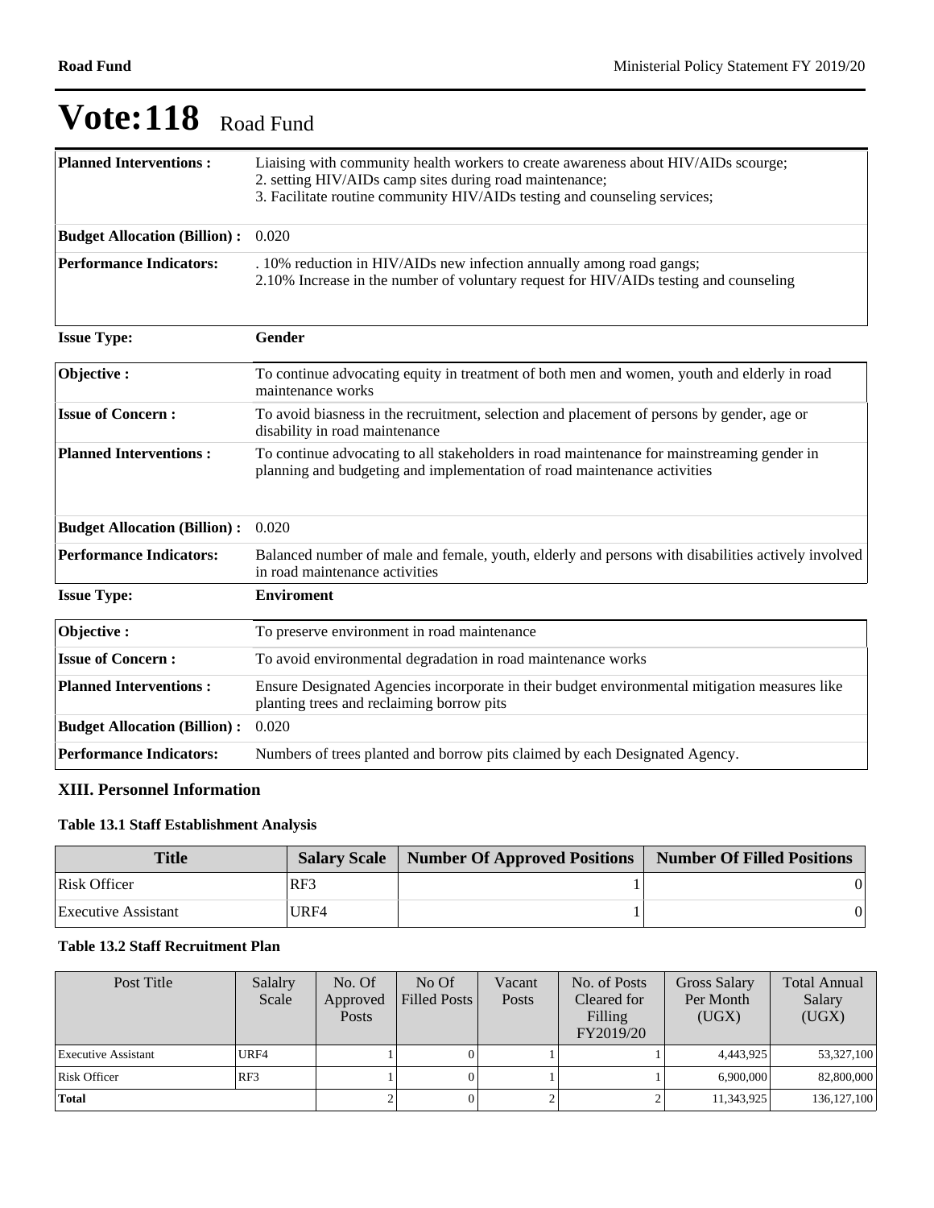# Vote:118 Road Fund

| | |
|---|---|
| **Planned Interventions :** | Liaising with community health workers to create awareness about HIV/AIDs scourge;<br>2. setting HIV/AIDs camp sites during road maintenance;<br>3. Facilitate routine community HIV/AIDs testing and counseling services; |
| **Budget Allocation (Billion) :** | 0.020 |
| **Performance Indicators:** | . 10% reduction in HIV/AIDs new infection annually among road gangs;<br>2.10% Increase in the number of voluntary request for HIV/AIDs testing and counseling |

**Issue Type:** **Gender**

| | |
|---|---|
| **Objective :** | To continue advocating equity in treatment of both men and women, youth and elderly in road maintenance works |
| **Issue of Concern :** | To avoid biasness in the recruitment, selection and placement of persons by gender, age or disability in road maintenance |
| **Planned Interventions :** | To continue advocating to all stakeholders in road maintenance for mainstreaming gender in planning and budgeting and implementation of road maintenance activities |
| **Budget Allocation (Billion) :** | 0.020 |
| **Performance Indicators:** | Balanced number of male and female, youth, elderly and persons with disabilities actively involved in road maintenance activities |

**Issue Type:** **Enviroment**

| | |
|---|---|
| **Objective :** | To preserve environment in road maintenance |
| **Issue of Concern :** | To avoid environmental degradation in road maintenance works |
| **Planned Interventions :** | Ensure Designated Agencies incorporate in their budget environmental mitigation measures like planting trees and reclaiming borrow pits |
| **Budget Allocation (Billion) :** | 0.020 |
| **Performance Indicators:** | Numbers of trees planted and borrow pits claimed by each Designated Agency. |

### XIII. Personnel Information

**Table 13.1 Staff Establishment Analysis**

| Title | Salary Scale | Number Of Approved Positions | Number Of Filled Positions |
|---|---|---|---|
| Risk Officer | RF3 | 1 | 0 |
| Executive Assistant | URF4 | 1 | 0 |

**Table 13.2 Staff Recruitment Plan**

| Post Title | Salalry Scale | No. Of Approved Posts | No Of Filled Posts | Vacant Posts | No. of Posts Cleared for Filling FY2019/20 | Gross Salary Per Month (UGX) | Total Annual Salary (UGX) |
|---|---|---|---|---|---|---|---|
| Executive Assistant | URF4 | 1 | 0 | 1 | 1 | 4,443,925 | 53,327,100 |
| Risk Officer | RF3 | 1 | 0 | 1 | 1 | 6,900,000 | 82,800,000 |
| **Total** | | 2 | 0 | 2 | 2 | 11,343,925 | 136,127,100 |